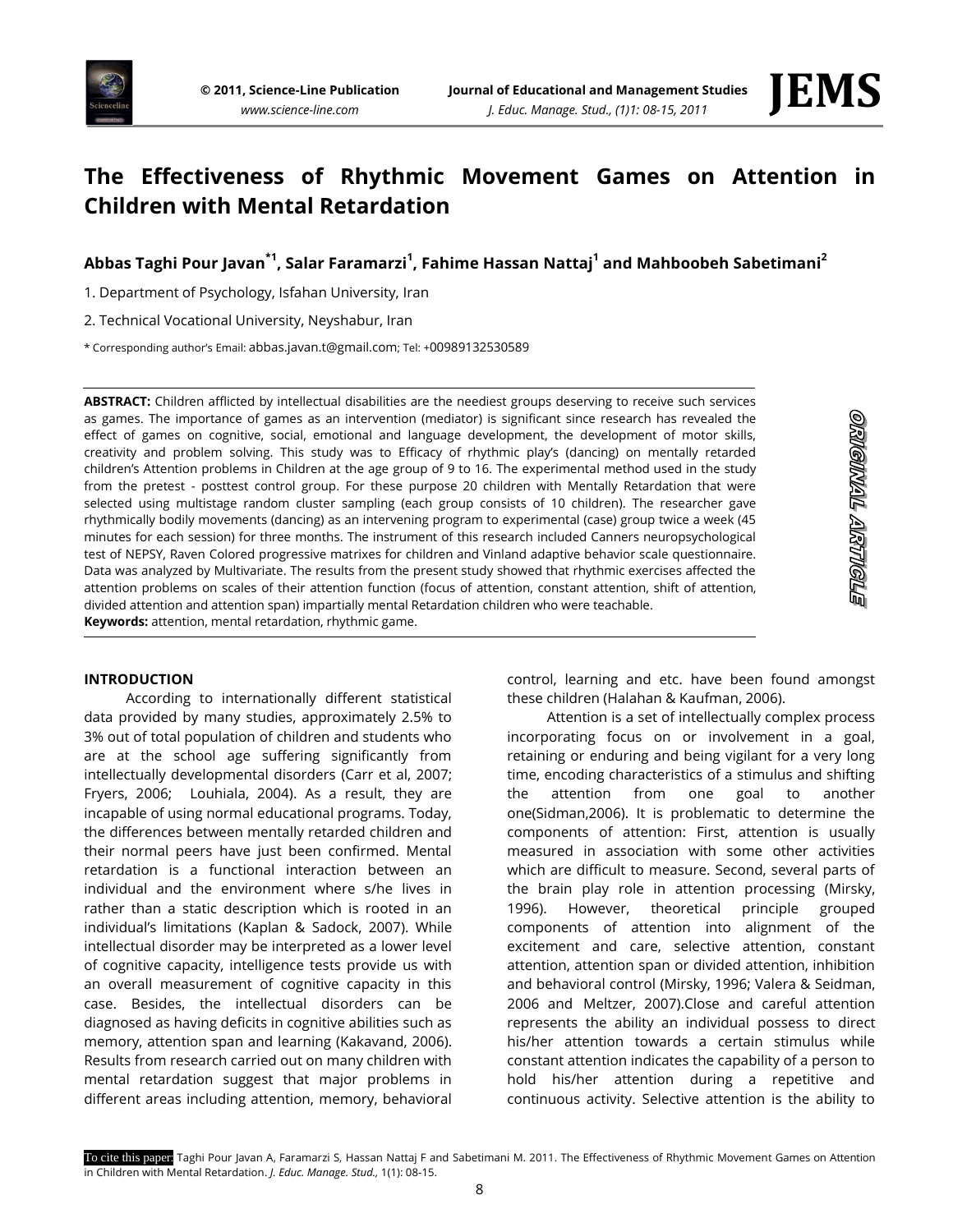# The Effectiveness of Rhythmic Movement Games on Attention in Children with Mental Retardation

**Abbas Taghi Pour Javan[*1], Salar Faramarzi[1], Fahime Hassan Nattaj[1] and Mahboobeh Sabetimani[2]**

1. Department of Psychology, Isfahan University, Iran

2. Technical Vocational University, Neyshabur, Iran

* Corresponding author's Email: abbas.javan.t@gmail.com; Tel: +00989132530589

ORIGINAL ARTICLE

**ABSTRACT:** Children afflicted by intellectual disabilities are the neediest groups deserving to receive such services as games. The importance of games as an intervention (mediator) is significant since research has revealed the effect of games on cognitive, social, emotional and language development, the development of motor skills, creativity and problem solving. This study was to Efficacy of rhythmic play's (dancing) on mentally retarded children's Attention problems in Children at the age group of 9 to 16. The experimental method used in the study from the pretest - posttest control group. For these purpose 20 children with Mentally Retardation that were selected using multistage random cluster sampling (each group consists of 10 children). The researcher gave rhythmically bodily movements (dancing) as an intervening program to experimental (case) group twice a week (45 minutes for each session) for three months. The instrument of this research included Canners neuropsychological test of NEPSY, Raven Colored progressive matrixes for children and Vinland adaptive behavior scale questionnaire. Data was analyzed by Multivariate. The results from the present study showed that rhythmic exercises affected the attention problems on scales of their attention function (focus of attention, constant attention, shift of attention, divided attention and attention span) impartially mental Retardation children who were teachable.

**Keywords:** attention, mental retardation, rhythmic game.

## INTRODUCTION

According to internationally different statistical data provided by many studies, approximately 2.5% to 3% out of total population of children and students who are at the school age suffering significantly from intellectually developmental disorders (Carr et al, 2007; Fryers, 2006; Louhiala, 2004). As a result, they are incapable of using normal educational programs. Today, the differences between mentally retarded children and their normal peers have just been confirmed. Mental retardation is a functional interaction between an individual and the environment where s/he lives in rather than a static description which is rooted in an individual's limitations (Kaplan & Sadock, 2007). While intellectual disorder may be interpreted as a lower level of cognitive capacity, intelligence tests provide us with an overall measurement of cognitive capacity in this case. Besides, the intellectual disorders can be diagnosed as having deficits in cognitive abilities such as memory, attention span and learning (Kakavand, 2006). Results from research carried out on many children with mental retardation suggest that major problems in different areas including attention, memory, behavioral control, learning and etc. have been found amongst these children (Halahan & Kaufman, 2006).

Attention is a set of intellectually complex process incorporating focus on or involvement in a goal, retaining or enduring and being vigilant for a very long time, encoding characteristics of a stimulus and shifting the attention from one goal to another one(Sidman,2006). It is problematic to determine the components of attention: First, attention is usually measured in association with some other activities which are difficult to measure. Second, several parts of the brain play role in attention processing (Mirsky, 1996). However, theoretical principle grouped components of attention into alignment of the excitement and care, selective attention, constant attention, attention span or divided attention, inhibition and behavioral control (Mirsky, 1996; Valera & Seidman, 2006 and Meltzer, 2007).Close and careful attention represents the ability an individual possess to direct his/her attention towards a certain stimulus while constant attention indicates the capability of a person to hold his/her attention during a repetitive and continuous activity. Selective attention is the ability to

To cite this paper: Taghi Pour Javan A, Faramarzi S, Hassan Nattaj F and Sabetimani M. 2011. The Effectiveness of Rhythmic Movement Games on Attention in Children with Mental Retardation. *J. Educ. Manage. Stud.,* 1(1): 08-15.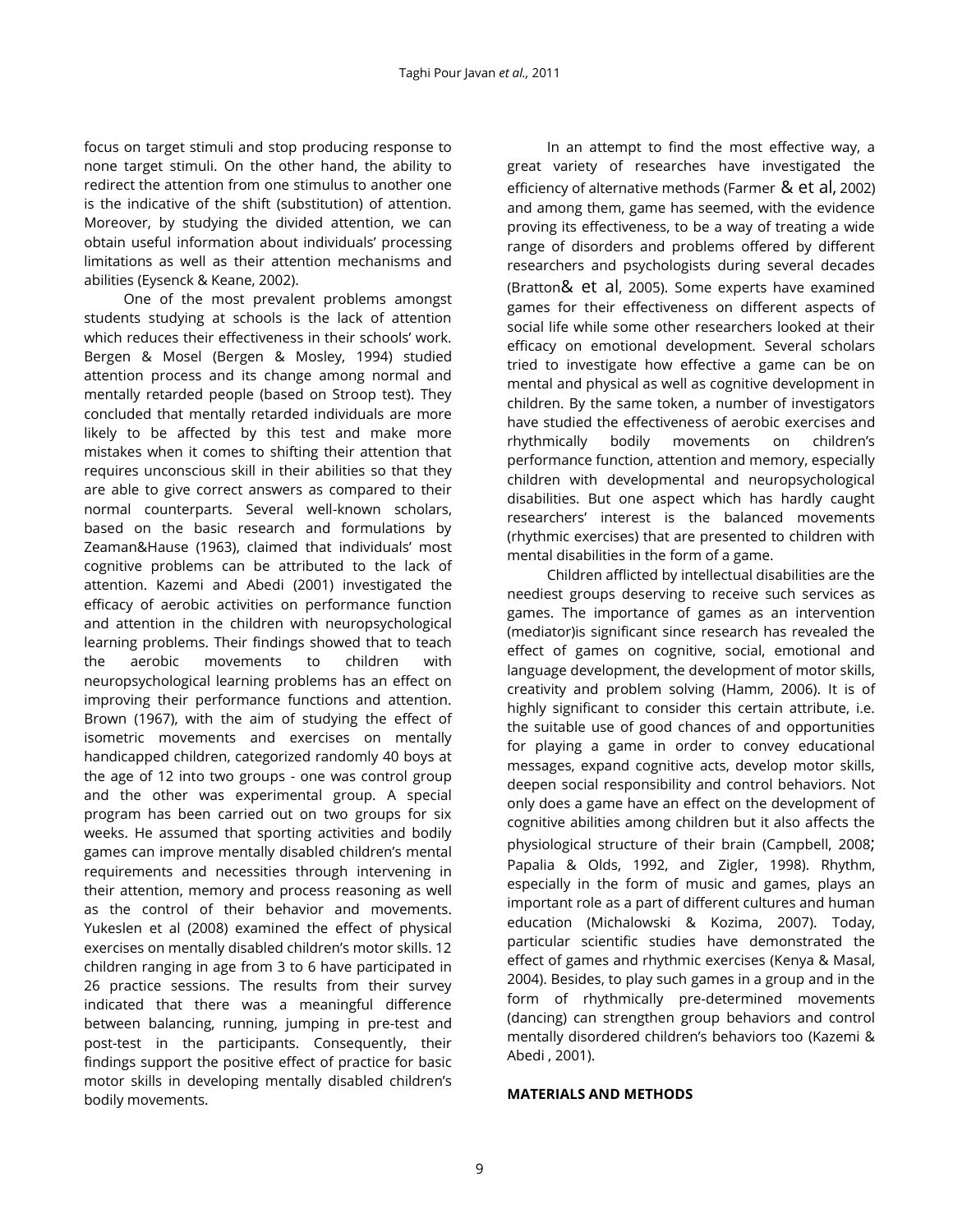focus on target stimuli and stop producing response to none target stimuli. On the other hand, the ability to redirect the attention from one stimulus to another one is the indicative of the shift (substitution) of attention. Moreover, by studying the divided attention, we can obtain useful information about individuals' processing limitations as well as their attention mechanisms and abilities (Eysenck & Keane, 2002).

One of the most prevalent problems amongst students studying at schools is the lack of attention which reduces their effectiveness in their schools' work. Bergen & Mosel (Bergen & Mosley, 1994) studied attention process and its change among normal and mentally retarded people (based on Stroop test). They concluded that mentally retarded individuals are more likely to be affected by this test and make more mistakes when it comes to shifting their attention that requires unconscious skill in their abilities so that they are able to give correct answers as compared to their normal counterparts. Several well-known scholars, based on the basic research and formulations by Zeaman&Hause (1963), claimed that individuals' most cognitive problems can be attributed to the lack of attention. Kazemi and Abedi (2001) investigated the efficacy of aerobic activities on performance function and attention in the children with neuropsychological learning problems. Their findings showed that to teach the aerobic movements to children with neuropsychological learning problems has an effect on improving their performance functions and attention. Brown (1967), with the aim of studying the effect of isometric movements and exercises on mentally handicapped children, categorized randomly 40 boys at the age of 12 into two groups - one was control group and the other was experimental group. A special program has been carried out on two groups for six weeks. He assumed that sporting activities and bodily games can improve mentally disabled children's mental requirements and necessities through intervening in their attention, memory and process reasoning as well as the control of their behavior and movements. Yukeslen et al (2008) examined the effect of physical exercises on mentally disabled children's motor skills. 12 children ranging in age from 3 to 6 have participated in 26 practice sessions. The results from their survey indicated that there was a meaningful difference between balancing, running, jumping in pre-test and post-test in the participants. Consequently, their findings support the positive effect of practice for basic motor skills in developing mentally disabled children's bodily movements.

In an attempt to find the most effective way, a great variety of researches have investigated the efficiency of alternative methods (Farmer & et al, 2002) and among them, game has seemed, with the evidence proving its effectiveness, to be a way of treating a wide range of disorders and problems offered by different researchers and psychologists during several decades (Bratton& et al, 2005). Some experts have examined games for their effectiveness on different aspects of social life while some other researchers looked at their efficacy on emotional development. Several scholars tried to investigate how effective a game can be on mental and physical as well as cognitive development in children. By the same token, a number of investigators have studied the effectiveness of aerobic exercises and rhythmically bodily movements on children's performance function, attention and memory, especially children with developmental and neuropsychological disabilities. But one aspect which has hardly caught researchers' interest is the balanced movements (rhythmic exercises) that are presented to children with mental disabilities in the form of a game.

Children afflicted by intellectual disabilities are the neediest groups deserving to receive such services as games. The importance of games as an intervention (mediator)is significant since research has revealed the effect of games on cognitive, social, emotional and language development, the development of motor skills, creativity and problem solving (Hamm, 2006). It is of highly significant to consider this certain attribute, i.e. the suitable use of good chances of and opportunities for playing a game in order to convey educational messages, expand cognitive acts, develop motor skills, deepen social responsibility and control behaviors. Not only does a game have an effect on the development of cognitive abilities among children but it also affects the physiological structure of their brain (Campbell, 2008; Papalia & Olds, 1992, and Zigler, 1998). Rhythm, especially in the form of music and games, plays an important role as a part of different cultures and human education (Michalowski & Kozima, 2007). Today, particular scientific studies have demonstrated the effect of games and rhythmic exercises (Kenya & Masal, 2004). Besides, to play such games in a group and in the form of rhythmically pre-determined movements (dancing) can strengthen group behaviors and control mentally disordered children's behaviors too (Kazemi & Abedi , 2001).

**MATERIALS AND METHODS**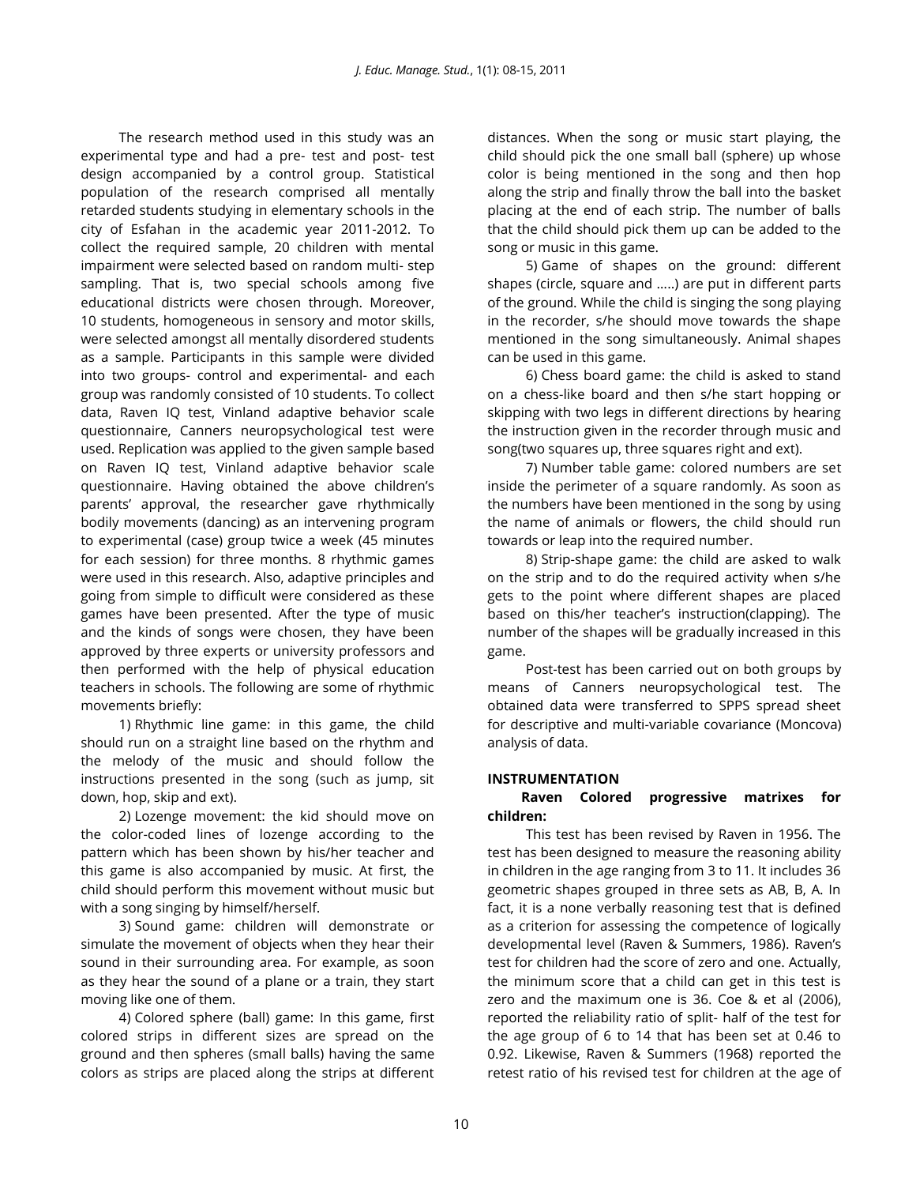The research method used in this study was an experimental type and had a pre- test and post- test design accompanied by a control group. Statistical population of the research comprised all mentally retarded students studying in elementary schools in the city of Esfahan in the academic year 2011-2012. To collect the required sample, 20 children with mental impairment were selected based on random multi- step sampling. That is, two special schools among five educational districts were chosen through. Moreover, 10 students, homogeneous in sensory and motor skills, were selected amongst all mentally disordered students as a sample. Participants in this sample were divided into two groups- control and experimental- and each group was randomly consisted of 10 students. To collect data, Raven IQ test, Vinland adaptive behavior scale questionnaire, Canners neuropsychological test were used. Replication was applied to the given sample based on Raven IQ test, Vinland adaptive behavior scale questionnaire. Having obtained the above children's parents' approval, the researcher gave rhythmically bodily movements (dancing) as an intervening program to experimental (case) group twice a week (45 minutes for each session) for three months. 8 rhythmic games were used in this research. Also, adaptive principles and going from simple to difficult were considered as these games have been presented. After the type of music and the kinds of songs were chosen, they have been approved by three experts or university professors and then performed with the help of physical education teachers in schools. The following are some of rhythmic movements briefly:

1) Rhythmic line game: in this game, the child should run on a straight line based on the rhythm and the melody of the music and should follow the instructions presented in the song (such as jump, sit down, hop, skip and ext).

2) Lozenge movement: the kid should move on the color-coded lines of lozenge according to the pattern which has been shown by his/her teacher and this game is also accompanied by music. At first, the child should perform this movement without music but with a song singing by himself/herself.

3) Sound game: children will demonstrate or simulate the movement of objects when they hear their sound in their surrounding area. For example, as soon as they hear the sound of a plane or a train, they start moving like one of them.

4) Colored sphere (ball) game: In this game, first colored strips in different sizes are spread on the ground and then spheres (small balls) having the same colors as strips are placed along the strips at different distances. When the song or music start playing, the child should pick the one small ball (sphere) up whose color is being mentioned in the song and then hop along the strip and finally throw the ball into the basket placing at the end of each strip. The number of balls that the child should pick them up can be added to the song or music in this game.

5) Game of shapes on the ground: different shapes (circle, square and .....) are put in different parts of the ground. While the child is singing the song playing in the recorder, s/he should move towards the shape mentioned in the song simultaneously. Animal shapes can be used in this game.

6) Chess board game: the child is asked to stand on a chess-like board and then s/he start hopping or skipping with two legs in different directions by hearing the instruction given in the recorder through music and song(two squares up, three squares right and ext).

7) Number table game: colored numbers are set inside the perimeter of a square randomly. As soon as the numbers have been mentioned in the song by using the name of animals or flowers, the child should run towards or leap into the required number.

8) Strip-shape game: the child are asked to walk on the strip and to do the required activity when s/he gets to the point where different shapes are placed based on this/her teacher's instruction(clapping). The number of the shapes will be gradually increased in this game.

Post-test has been carried out on both groups by means of Canners neuropsychological test. The obtained data were transferred to SPPS spread sheet for descriptive and multi-variable covariance (Moncova) analysis of data.

## INSTRUMENTATION

### Raven Colored progressive matrixes for children:

This test has been revised by Raven in 1956. The test has been designed to measure the reasoning ability in children in the age ranging from 3 to 11. It includes 36 geometric shapes grouped in three sets as AB, B, A. In fact, it is a none verbally reasoning test that is defined as a criterion for assessing the competence of logically developmental level (Raven & Summers, 1986). Raven's test for children had the score of zero and one. Actually, the minimum score that a child can get in this test is zero and the maximum one is 36. Coe & et al (2006), reported the reliability ratio of split- half of the test for the age group of 6 to 14 that has been set at 0.46 to 0.92. Likewise, Raven & Summers (1968) reported the retest ratio of his revised test for children at the age of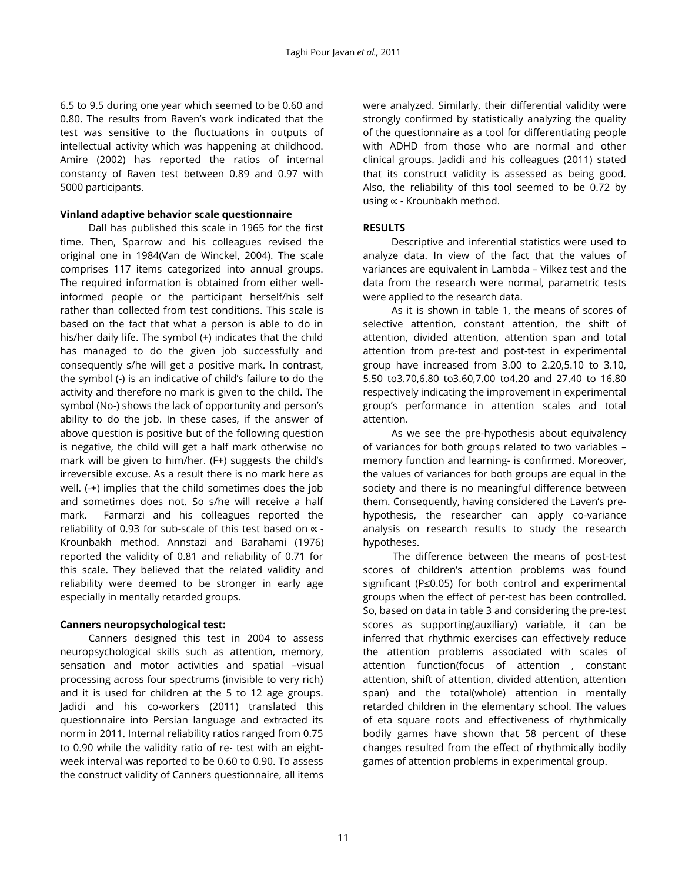6.5 to 9.5 during one year which seemed to be 0.60 and 0.80. The results from Raven's work indicated that the test was sensitive to the fluctuations in outputs of intellectual activity which was happening at childhood. Amire (2002) has reported the ratios of internal constancy of Raven test between 0.89 and 0.97 with 5000 participants.

**Vinland adaptive behavior scale questionnaire**

Dall has published this scale in 1965 for the first time. Then, Sparrow and his colleagues revised the original one in 1984(Van de Winckel, 2004). The scale comprises 117 items categorized into annual groups. The required information is obtained from either well-informed people or the participant herself/his self rather than collected from test conditions. This scale is based on the fact that what a person is able to do in his/her daily life. The symbol (+) indicates that the child has managed to do the given job successfully and consequently s/he will get a positive mark. In contrast, the symbol (-) is an indicative of child's failure to do the activity and therefore no mark is given to the child. The symbol (No-) shows the lack of opportunity and person's ability to do the job. In these cases, if the answer of above question is positive but of the following question is negative, the child will get a half mark otherwise no mark will be given to him/her. (F+) suggests the child's irreversible excuse. As a result there is no mark here as well. (-+) implies that the child sometimes does the job and sometimes does not. So s/he will receive a half mark. Farmarzi and his colleagues reported the reliability of 0.93 for sub-scale of this test based on ∝ - Krounbakh method. Annstazi and Barahami (1976) reported the validity of 0.81 and reliability of 0.71 for this scale. They believed that the related validity and reliability were deemed to be stronger in early age especially in mentally retarded groups.

**Canners neuropsychological test:**

Canners designed this test in 2004 to assess neuropsychological skills such as attention, memory, sensation and motor activities and spatial –visual processing across four spectrums (invisible to very rich) and it is used for children at the 5 to 12 age groups. Jadidi and his co-workers (2011) translated this questionnaire into Persian language and extracted its norm in 2011. Internal reliability ratios ranged from 0.75 to 0.90 while the validity ratio of re- test with an eight-week interval was reported to be 0.60 to 0.90. To assess the construct validity of Canners questionnaire, all items were analyzed. Similarly, their differential validity were strongly confirmed by statistically analyzing the quality of the questionnaire as a tool for differentiating people with ADHD from those who are normal and other clinical groups. Jadidi and his colleagues (2011) stated that its construct validity is assessed as being good. Also, the reliability of this tool seemed to be 0.72 by using ∝ - Krounbakh method.

**RESULTS**

Descriptive and inferential statistics were used to analyze data. In view of the fact that the values of variances are equivalent in Lambda – Vilkez test and the data from the research were normal, parametric tests were applied to the research data.

As it is shown in table 1, the means of scores of selective attention, constant attention, the shift of attention, divided attention, attention span and total attention from pre-test and post-test in experimental group have increased from 3.00 to 2.20,5.10 to 3.10, 5.50 to3.70,6.80 to3.60,7.00 to4.20 and 27.40 to 16.80 respectively indicating the improvement in experimental group's performance in attention scales and total attention.

As we see the pre-hypothesis about equivalency of variances for both groups related to two variables – memory function and learning- is confirmed. Moreover, the values of variances for both groups are equal in the society and there is no meaningful difference between them. Consequently, having considered the Laven's pre-hypothesis, the researcher can apply co-variance analysis on research results to study the research hypotheses.

The difference between the means of post-test scores of children's attention problems was found significant (P≤0.05) for both control and experimental groups when the effect of per-test has been controlled. So, based on data in table 3 and considering the pre-test scores as supporting(auxiliary) variable, it can be inferred that rhythmic exercises can effectively reduce the attention problems associated with scales of attention function(focus of attention , constant attention, shift of attention, divided attention, attention span) and the total(whole) attention in mentally retarded children in the elementary school. The values of eta square roots and effectiveness of rhythmically bodily games have shown that 58 percent of these changes resulted from the effect of rhythmically bodily games of attention problems in experimental group.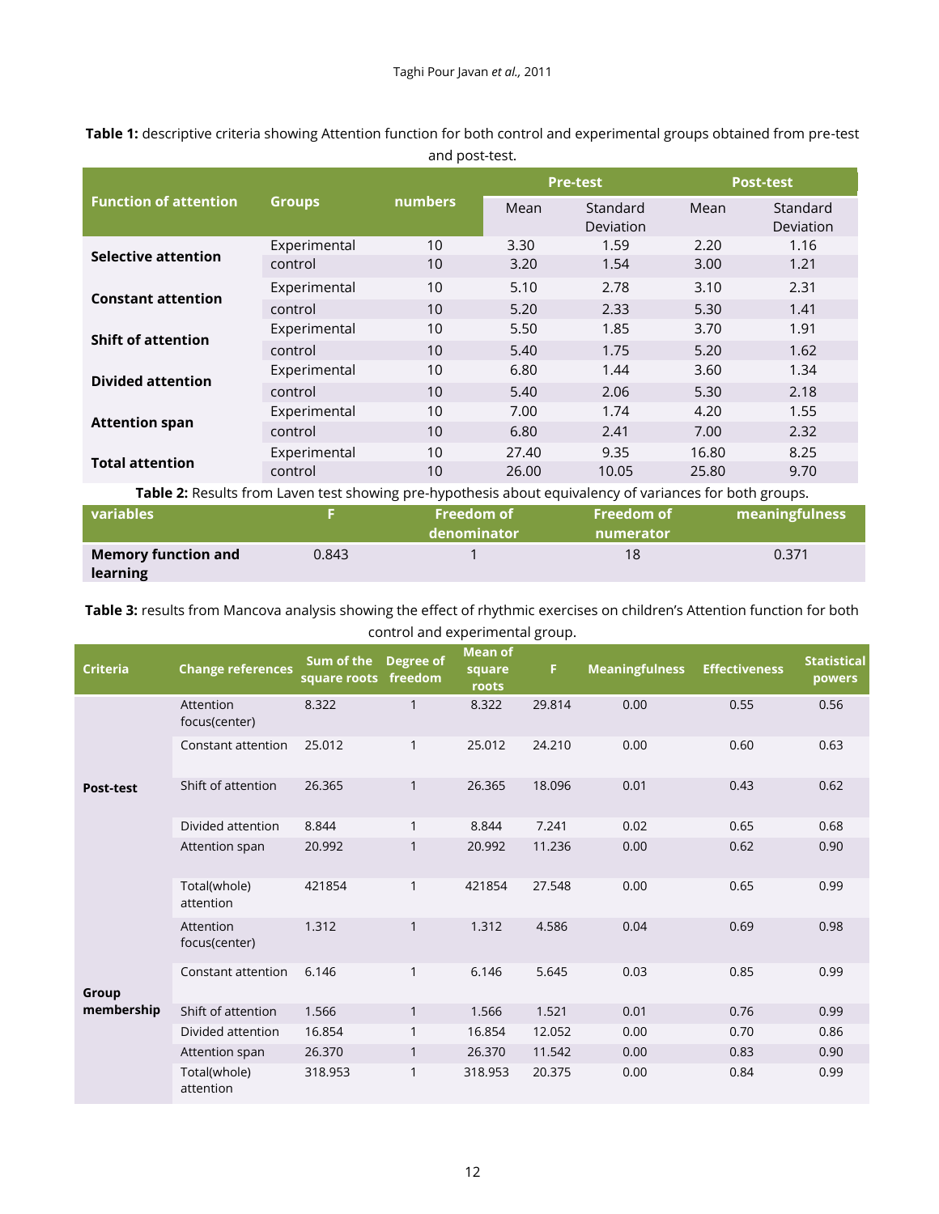**Table 1:** descriptive criteria showing Attention function for both control and experimental groups obtained from pre-test and post-test.

| Function of attention | Groups | numbers | Pre-test | | Post-test | |
|---|---|---|---|---|---|---|
| | | | Mean | Standard Deviation | Mean | Standard Deviation |
| **Selective attention** | Experimental | 10 | 3.30 | 1.59 | 2.20 | 1.16 |
| | control | 10 | 3.20 | 1.54 | 3.00 | 1.21 |
| **Constant attention** | Experimental | 10 | 5.10 | 2.78 | 3.10 | 2.31 |
| | control | 10 | 5.20 | 2.33 | 5.30 | 1.41 |
| **Shift of attention** | Experimental | 10 | 5.50 | 1.85 | 3.70 | 1.91 |
| | control | 10 | 5.40 | 1.75 | 5.20 | 1.62 |
| **Divided attention** | Experimental | 10 | 6.80 | 1.44 | 3.60 | 1.34 |
| | control | 10 | 5.40 | 2.06 | 5.30 | 2.18 |
| **Attention span** | Experimental | 10 | 7.00 | 1.74 | 4.20 | 1.55 |
| | control | 10 | 6.80 | 2.41 | 7.00 | 2.32 |
| **Total attention** | Experimental | 10 | 27.40 | 9.35 | 16.80 | 8.25 |
| | control | 10 | 26.00 | 10.05 | 25.80 | 9.70 |

**Table 2:** Results from Laven test showing pre-hypothesis about equivalency of variances for both groups.

| variables | F | Freedom of denominator | Freedom of numerator | meaningfulness |
|---|---|---|---|---|
| **Memory function and learning** | 0.843 | 1 | 18 | 0.371 |

**Table 3:** results from Mancova analysis showing the effect of rhythmic exercises on children's Attention function for both control and experimental group.

| Criteria | Change references | Sum of the square roots | Degree of freedom | Mean of square roots | F | Meaningfulness | Effectiveness | Statistical powers |
|---|---|---|---|---|---|---|---|---|
| **Post-test** | Attention focus(center) | 8.322 | 1 | 8.322 | 29.814 | 0.00 | 0.55 | 0.56 |
| | Constant attention | 25.012 | 1 | 25.012 | 24.210 | 0.00 | 0.60 | 0.63 |
| | Shift of attention | 26.365 | 1 | 26.365 | 18.096 | 0.01 | 0.43 | 0.62 |
| | Divided attention | 8.844 | 1 | 8.844 | 7.241 | 0.02 | 0.65 | 0.68 |
| | Attention span | 20.992 | 1 | 20.992 | 11.236 | 0.00 | 0.62 | 0.90 |
| | Total(whole) attention | 421854 | 1 | 421854 | 27.548 | 0.00 | 0.65 | 0.99 |
| **Group membership** | Attention focus(center) | 1.312 | 1 | 1.312 | 4.586 | 0.04 | 0.69 | 0.98 |
| | Constant attention | 6.146 | 1 | 6.146 | 5.645 | 0.03 | 0.85 | 0.99 |
| | Shift of attention | 1.566 | 1 | 1.566 | 1.521 | 0.01 | 0.76 | 0.99 |
| | Divided attention | 16.854 | 1 | 16.854 | 12.052 | 0.00 | 0.70 | 0.86 |
| | Attention span | 26.370 | 1 | 26.370 | 11.542 | 0.00 | 0.83 | 0.90 |
| | Total(whole) attention | 318.953 | 1 | 318.953 | 20.375 | 0.00 | 0.84 | 0.99 |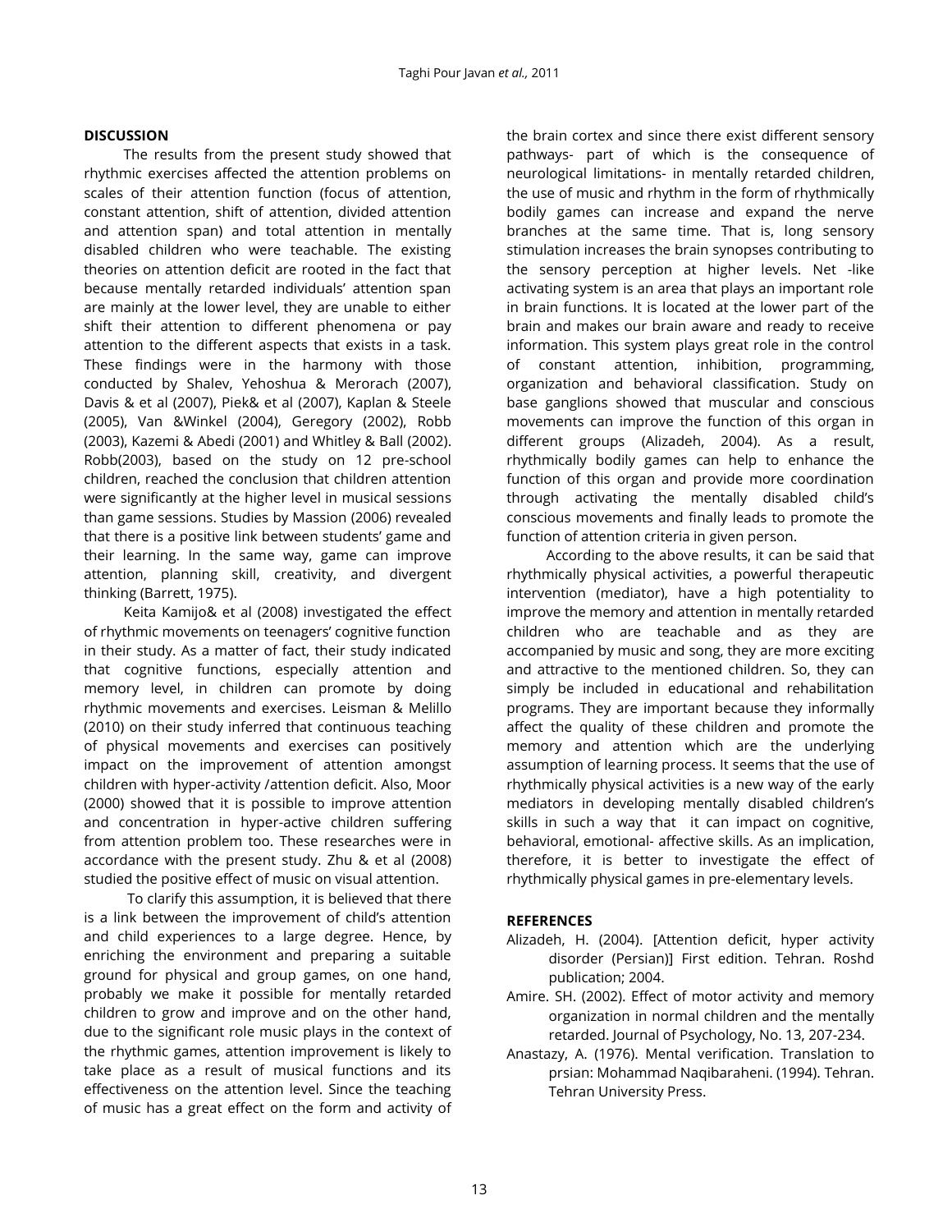## DISCUSSION

The results from the present study showed that rhythmic exercises affected the attention problems on scales of their attention function (focus of attention, constant attention, shift of attention, divided attention and attention span) and total attention in mentally disabled children who were teachable. The existing theories on attention deficit are rooted in the fact that because mentally retarded individuals' attention span are mainly at the lower level, they are unable to either shift their attention to different phenomena or pay attention to the different aspects that exists in a task. These findings were in the harmony with those conducted by Shalev, Yehoshua & Merorach (2007), Davis & et al (2007), Piek& et al (2007), Kaplan & Steele (2005), Van &Winkel (2004), Geregory (2002), Robb (2003), Kazemi & Abedi (2001) and Whitley & Ball (2002). Robb(2003), based on the study on 12 pre-school children, reached the conclusion that children attention were significantly at the higher level in musical sessions than game sessions. Studies by Massion (2006) revealed that there is a positive link between students' game and their learning. In the same way, game can improve attention, planning skill, creativity, and divergent thinking (Barrett, 1975).

Keita Kamijo& et al (2008) investigated the effect of rhythmic movements on teenagers' cognitive function in their study. As a matter of fact, their study indicated that cognitive functions, especially attention and memory level, in children can promote by doing rhythmic movements and exercises. Leisman & Melillo (2010) on their study inferred that continuous teaching of physical movements and exercises can positively impact on the improvement of attention amongst children with hyper-activity /attention deficit. Also, Moor (2000) showed that it is possible to improve attention and concentration in hyper-active children suffering from attention problem too. These researches were in accordance with the present study. Zhu & et al (2008) studied the positive effect of music on visual attention.

To clarify this assumption, it is believed that there is a link between the improvement of child's attention and child experiences to a large degree. Hence, by enriching the environment and preparing a suitable ground for physical and group games, on one hand, probably we make it possible for mentally retarded children to grow and improve and on the other hand, due to the significant role music plays in the context of the rhythmic games, attention improvement is likely to take place as a result of musical functions and its effectiveness on the attention level. Since the teaching of music has a great effect on the form and activity of the brain cortex and since there exist different sensory pathways- part of which is the consequence of neurological limitations- in mentally retarded children, the use of music and rhythm in the form of rhythmically bodily games can increase and expand the nerve branches at the same time. That is, long sensory stimulation increases the brain synopses contributing to the sensory perception at higher levels. Net -like activating system is an area that plays an important role in brain functions. It is located at the lower part of the brain and makes our brain aware and ready to receive information. This system plays great role in the control of constant attention, inhibition, programming, organization and behavioral classification. Study on base ganglions showed that muscular and conscious movements can improve the function of this organ in different groups (Alizadeh, 2004). As a result, rhythmically bodily games can help to enhance the function of this organ and provide more coordination through activating the mentally disabled child's conscious movements and finally leads to promote the function of attention criteria in given person.

According to the above results, it can be said that rhythmically physical activities, a powerful therapeutic intervention (mediator), have a high potentiality to improve the memory and attention in mentally retarded children who are teachable and as they are accompanied by music and song, they are more exciting and attractive to the mentioned children. So, they can simply be included in educational and rehabilitation programs. They are important because they informally affect the quality of these children and promote the memory and attention which are the underlying assumption of learning process. It seems that the use of rhythmically physical activities is a new way of the early mediators in developing mentally disabled children's skills in such a way that it can impact on cognitive, behavioral, emotional- affective skills. As an implication, therefore, it is better to investigate the effect of rhythmically physical games in pre-elementary levels.

## REFERENCES

Alizadeh, H. (2004). [Attention deficit, hyper activity disorder (Persian)] First edition. Tehran. Roshd publication; 2004.

Amire. SH. (2002). Effect of motor activity and memory organization in normal children and the mentally retarded. Journal of Psychology, No. 13, 207-234.

Anastazy, A. (1976). Mental verification. Translation to prsian: Mohammad Naqibaraheni. (1994). Tehran. Tehran University Press.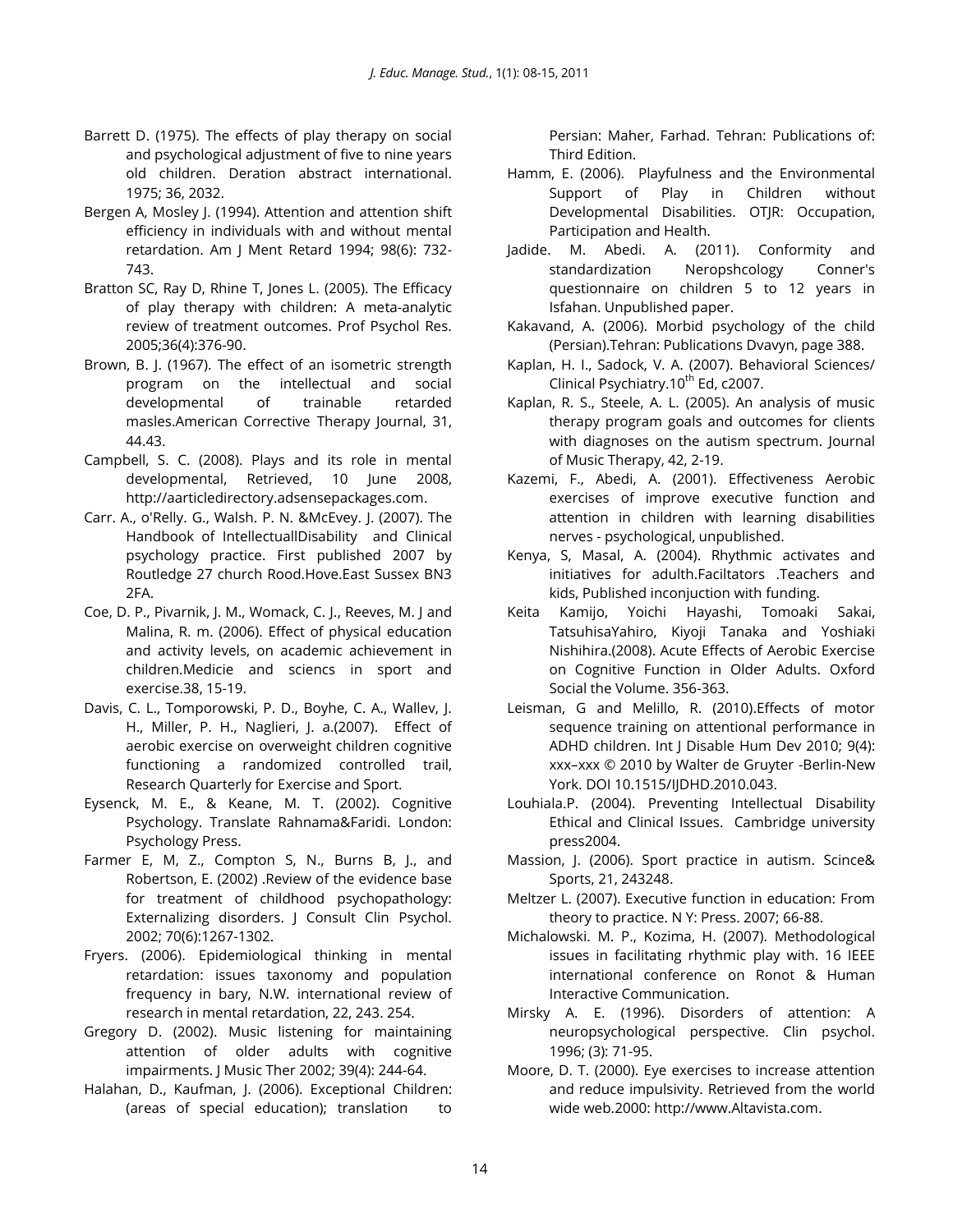Barrett D. (1975). The effects of play therapy on social and psychological adjustment of five to nine years old children. Deration abstract international. 1975; 36, 2032.

Bergen A, Mosley J. (1994). Attention and attention shift efficiency in individuals with and without mental retardation. Am J Ment Retard 1994; 98(6): 732-743.

Bratton SC, Ray D, Rhine T, Jones L. (2005). The Efficacy of play therapy with children: A meta-analytic review of treatment outcomes. Prof Psychol Res. 2005;36(4):376-90.

Brown, B. J. (1967). The effect of an isometric strength program on the intellectual and social developmental of trainable retarded masles.American Corrective Therapy Journal, 31, 44.43.

Campbell, S. C. (2008). Plays and its role in mental developmental, Retrieved, 10 June 2008, http://aarticledirectory.adsensepackages.com.

Carr. A., o'Relly. G., Walsh. P. N. &McEvey. J. (2007). The Handbook of IntellectuallDisability and Clinical psychology practice. First published 2007 by Routledge 27 church Rood.Hove.East Sussex BN3 2FA.

Coe, D. P., Pivarnik, J. M., Womack, C. J., Reeves, M. J and Malina, R. m. (2006). Effect of physical education and activity levels, on academic achievement in children.Medicie and sciencs in sport and exercise.38, 15-19.

Davis, C. L., Tomporowski, P. D., Boyhe, C. A., Wallev, J. H., Miller, P. H., Naglieri, J. a.(2007). Effect of aerobic exercise on overweight children cognitive functioning a randomized controlled trail, Research Quarterly for Exercise and Sport.

Eysenck, M. E., & Keane, M. T. (2002). Cognitive Psychology. Translate Rahnama&Faridi. London: Psychology Press.

Farmer E, M, Z., Compton S, N., Burns B, J., and Robertson, E. (2002) .Review of the evidence base for treatment of childhood psychopathology: Externalizing disorders. J Consult Clin Psychol. 2002; 70(6):1267-1302.

Fryers. (2006). Epidemiological thinking in mental retardation: issues taxonomy and population frequency in bary, N.W. international review of research in mental retardation, 22, 243. 254.

Gregory D. (2002). Music listening for maintaining attention of older adults with cognitive impairments. J Music Ther 2002; 39(4): 244-64.

Halahan, D., Kaufman, J. (2006). Exceptional Children: (areas of special education); translation to Persian: Maher, Farhad. Tehran: Publications of: Third Edition.

Hamm, E. (2006). Playfulness and the Environmental Support of Play in Children without Developmental Disabilities. OTJR: Occupation, Participation and Health.

Jadide. M. Abedi. A. (2011). Conformity and standardization Neropshcology Conner's questionnaire on children 5 to 12 years in Isfahan. Unpublished paper.

Kakavand, A. (2006). Morbid psychology of the child (Persian).Tehran: Publications Dvavyn, page 388.

Kaplan, H. I., Sadock, V. A. (2007). Behavioral Sciences/ Clinical Psychiatry.10th Ed, c2007.

Kaplan, R. S., Steele, A. L. (2005). An analysis of music therapy program goals and outcomes for clients with diagnoses on the autism spectrum. Journal of Music Therapy, 42, 2-19.

Kazemi, F., Abedi, A. (2001). Effectiveness Aerobic exercises of improve executive function and attention in children with learning disabilities nerves - psychological, unpublished.

Kenya, S, Masal, A. (2004). Rhythmic activates and initiatives for adulth.Faciltators .Teachers and kids, Published inconjuction with funding.

Keita Kamijo, Yoichi Hayashi, Tomoaki Sakai, TatsuhisaYahiro, Kiyoji Tanaka and Yoshiaki Nishihira.(2008). Acute Effects of Aerobic Exercise on Cognitive Function in Older Adults. Oxford Social the Volume. 356-363.

Leisman, G and Melillo, R. (2010).Effects of motor sequence training on attentional performance in ADHD children. Int J Disable Hum Dev 2010; 9(4): xxx–xxx © 2010 by Walter de Gruyter -Berlin-New York. DOI 10.1515/IJDHD.2010.043.

Louhiala.P. (2004). Preventing Intellectual Disability Ethical and Clinical Issues. Cambridge university press2004.

Massion, J. (2006). Sport practice in autism. Scince& Sports, 21, 243248.

Meltzer L. (2007). Executive function in education: From theory to practice. N Y: Press. 2007; 66-88.

Michalowski. M. P., Kozima, H. (2007). Methodological issues in facilitating rhythmic play with. 16 IEEE international conference on Ronot & Human Interactive Communication.

Mirsky A. E. (1996). Disorders of attention: A neuropsychological perspective. Clin psychol. 1996; (3): 71-95.

Moore, D. T. (2000). Eye exercises to increase attention and reduce impulsivity. Retrieved from the world wide web.2000: http://www.Altavista.com.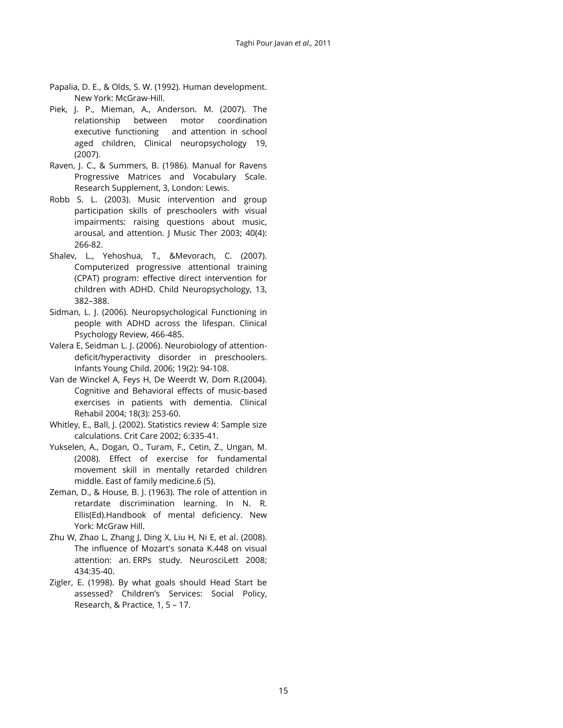Papalia, D. E., & Olds, S. W. (1992). Human development. New York: McGraw-Hill.

Piek, J. P., Mieman, A., Anderson. M. (2007). The relationship between motor coordination executive functioning and attention in school aged children, Clinical neuropsychology 19, (2007).

Raven, J. C., & Summers, B. (1986). Manual for Ravens Progressive Matrices and Vocabulary Scale. Research Supplement, 3, London: Lewis.

Robb S. L. (2003). Music intervention and group participation skills of preschoolers with visual impairments: raising questions about music, arousal, and attention. J Music Ther 2003; 40(4): 266-82.

Shalev, L., Yehoshua, T., &Mevorach, C. (2007). Computerized progressive attentional training (CPAT) program: effective direct intervention for children with ADHD. Child Neuropsychology, 13, 382–388.

Sidman, L. J. (2006). Neuropsychological Functioning in people with ADHD across the lifespan. Clinical Psychology Review, 466-485.

Valera E, Seidman L. J. (2006). Neurobiology of attention-deficit/hyperactivity disorder in preschoolers. Infants Young Child. 2006; 19(2): 94-108.

Van de Winckel A, Feys H, De Weerdt W, Dom R.(2004). Cognitive and Behavioral effects of music-based exercises in patients with dementia. Clinical Rehabil 2004; 18(3): 253-60.

Whitley, E., Ball, J. (2002). Statistics review 4: Sample size calculations. Crit Care 2002; 6:335-41.

Yukselen, A., Dogan, O., Turam, F., Cetin, Z., Ungan, M. (2008). Effect of exercise for fundamental movement skill in mentally retarded children middle. East of family medicine.6 (5).

Zeman, D., & House, B. J. (1963). The role of attention in retardate discrimination learning. In N. R. Ellis(Ed).Handbook of mental deficiency. New York: McGraw Hill.

Zhu W, Zhao L, Zhang J, Ding X, Liu H, Ni E, et al. (2008). The influence of Mozart's sonata K.448 on visual attention: an. ERPs study. NeurosciLett 2008; 434:35-40.

Zigler, E. (1998). By what goals should Head Start be assessed? Children's Services: Social Policy, Research, & Practice, 1, 5 – 17.